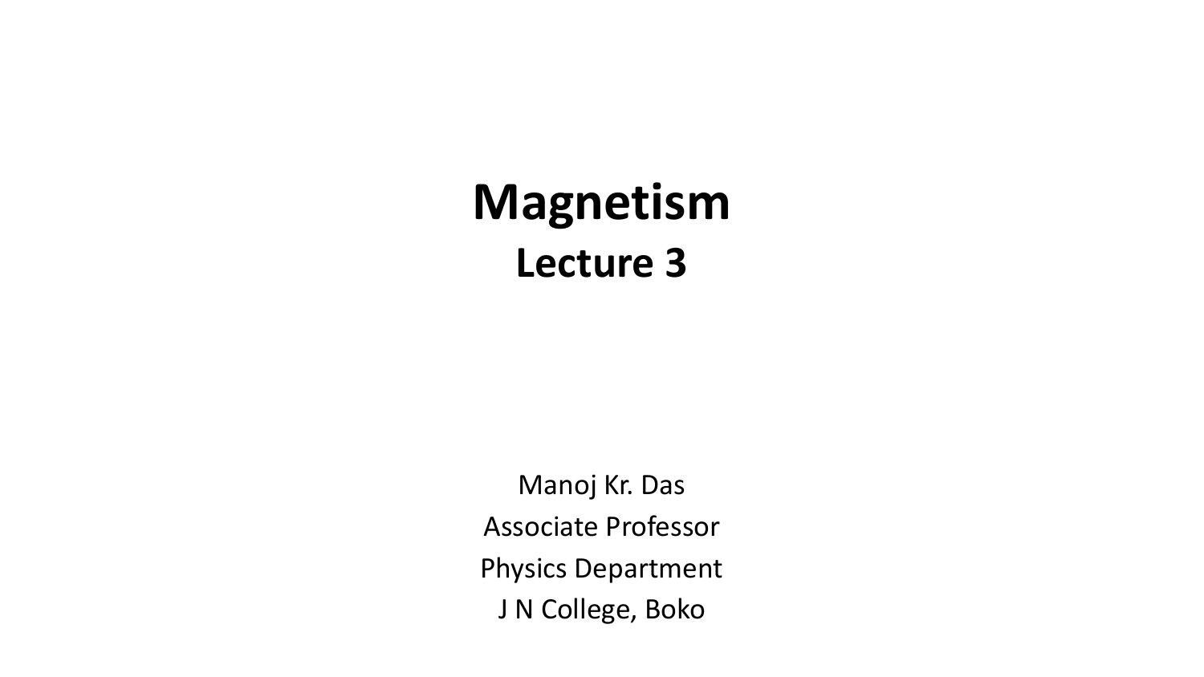# Magnetism

## Lecture 3

Manoj Kr. Das

Associate Professor

Physics Department

J N College, Boko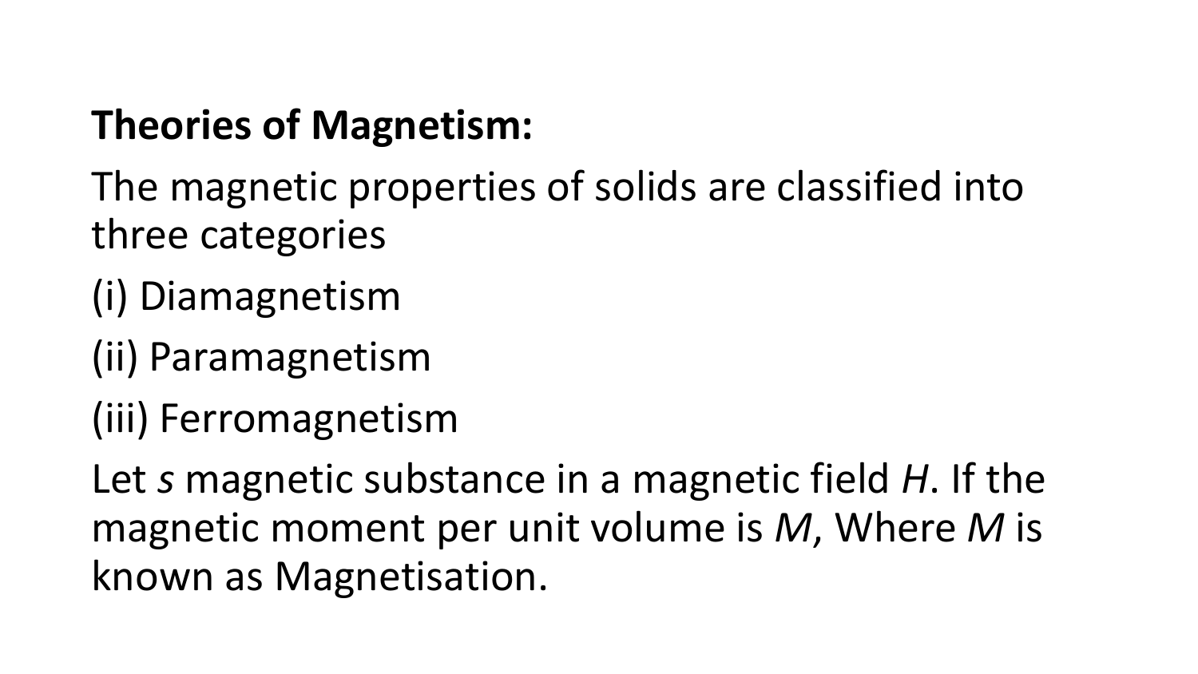**Theories of Magnetism:**

The magnetic properties of solids are classified into three categories

(i) Diamagnetism

(ii) Paramagnetism

(iii) Ferromagnetism

Let *s* magnetic substance in a magnetic field $H$. If the magnetic moment per unit volume is $M$, Where $M$ is known as Magnetisation.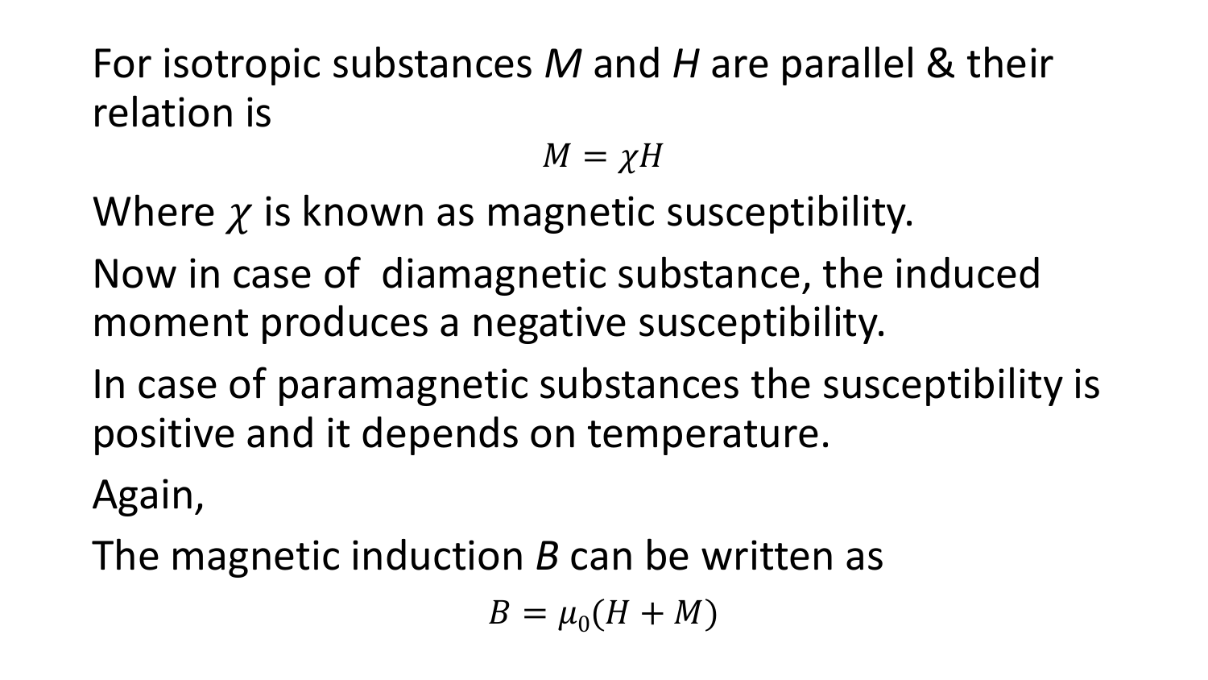For isotropic substances $M$ and $H$ are parallel & their relation is

$$M = \chi H$$

Where $\chi$ is known as magnetic susceptibility.

Now in case of diamagnetic substance, the induced moment produces a negative susceptibility.

In case of paramagnetic substances the susceptibility is positive and it depends on temperature.

Again,

The magnetic induction $B$ can be written as

$$B = \mu_0(H + M)$$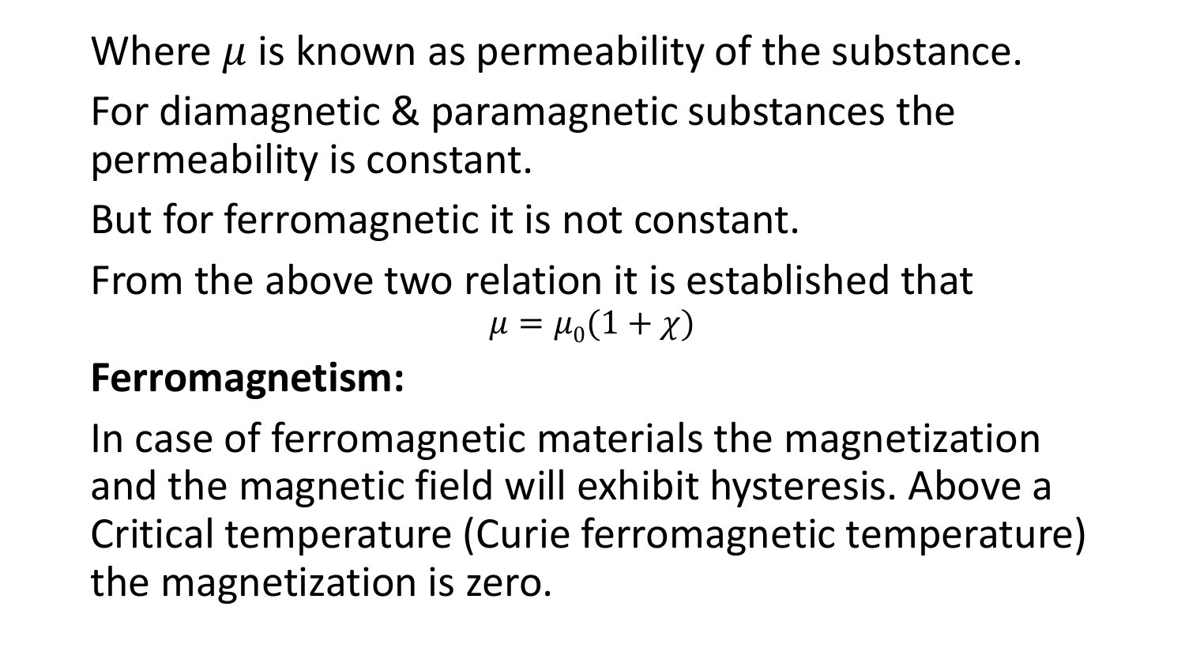Where $\mu$ is known as permeability of the substance.

For diamagnetic & paramagnetic substances the permeability is constant.

But for ferromagnetic it is not constant.

From the above two relation it is established that

$$\mu = \mu_0(1 + \chi)$$

**Ferromagnetism:**

In case of ferromagnetic materials the magnetization and the magnetic field will exhibit hysteresis. Above a Critical temperature (Curie ferromagnetic temperature) the magnetization is zero.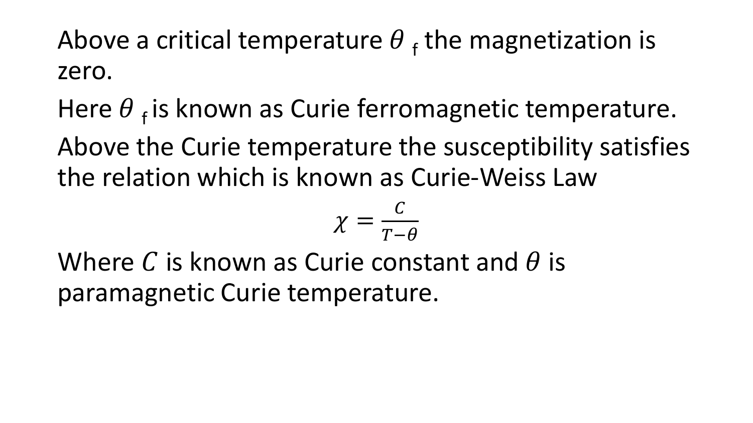Above a critical temperature $\theta_f$ the magnetization is zero.

Here $\theta_f$ is known as Curie ferromagnetic temperature.

Above the Curie temperature the susceptibility satisfies the relation which is known as Curie-Weiss Law

$$\chi = \frac{C}{T-\theta}$$

Where $C$ is known as Curie constant and $\theta$ is paramagnetic Curie temperature.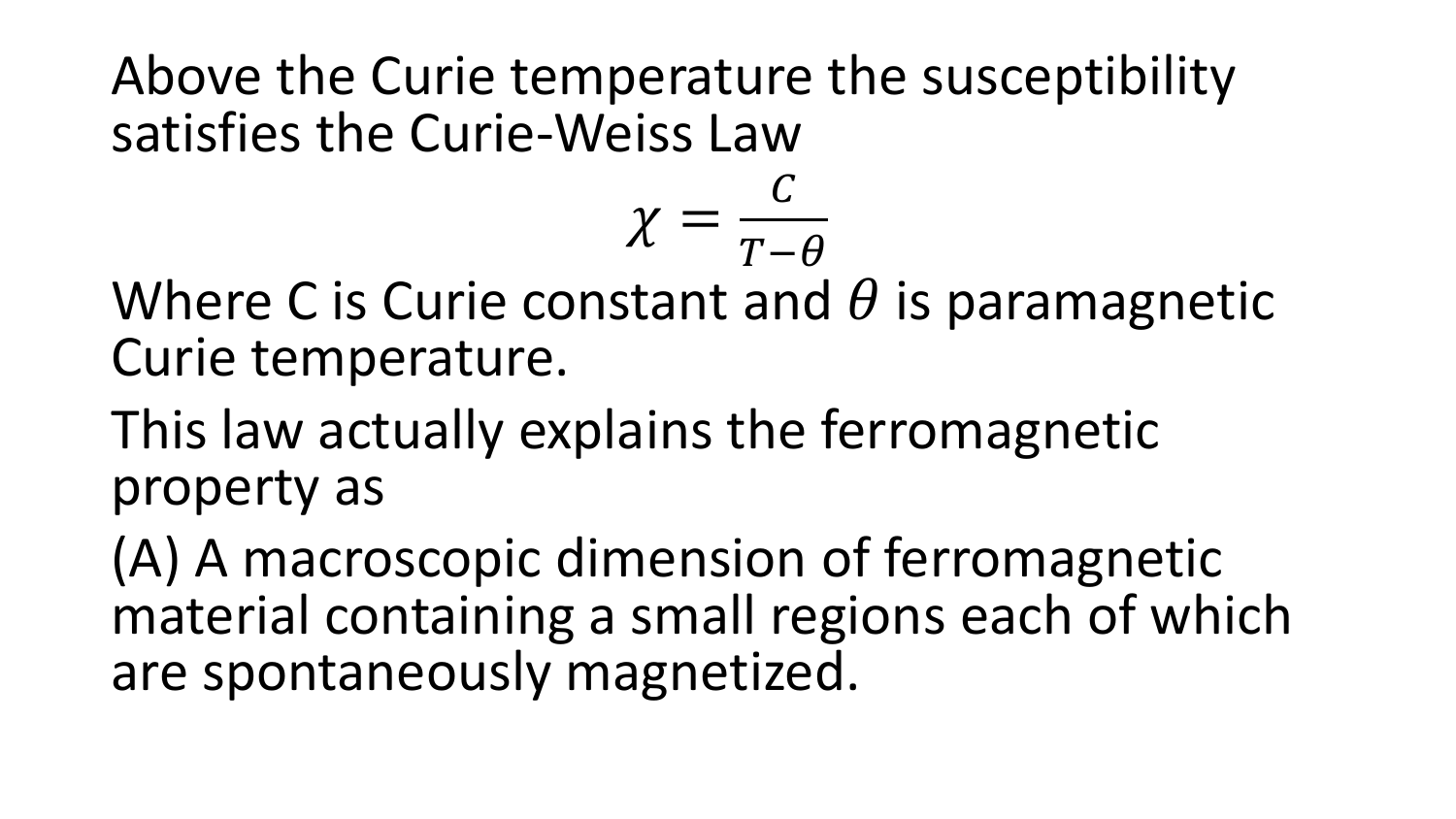Above the Curie temperature the susceptibility satisfies the Curie-Weiss Law

$$\chi = \frac{C}{T - \theta}$$

Where C is Curie constant and $\theta$ is paramagnetic Curie temperature.

This law actually explains the ferromagnetic property as

(A) A macroscopic dimension of ferromagnetic material containing a small regions each of which are spontaneously magnetized.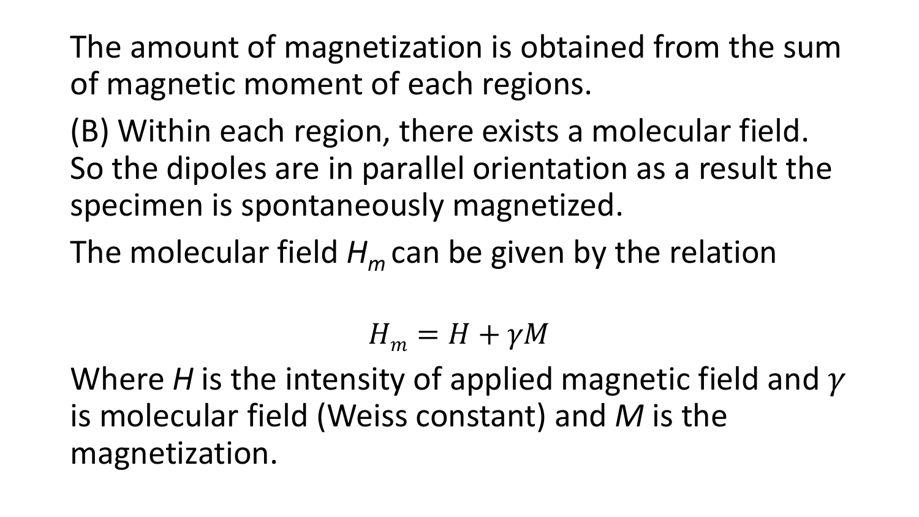The amount of magnetization is obtained from the sum of magnetic moment of each regions.

(B) Within each region, there exists a molecular field. So the dipoles are in parallel orientation as a result the specimen is spontaneously magnetized.

The molecular field $H_m$ can be given by the relation

$$H_m = H + \gamma M$$

Where *H* is the intensity of applied magnetic field and $\gamma$ is molecular field (Weiss constant) and *M* is the magnetization.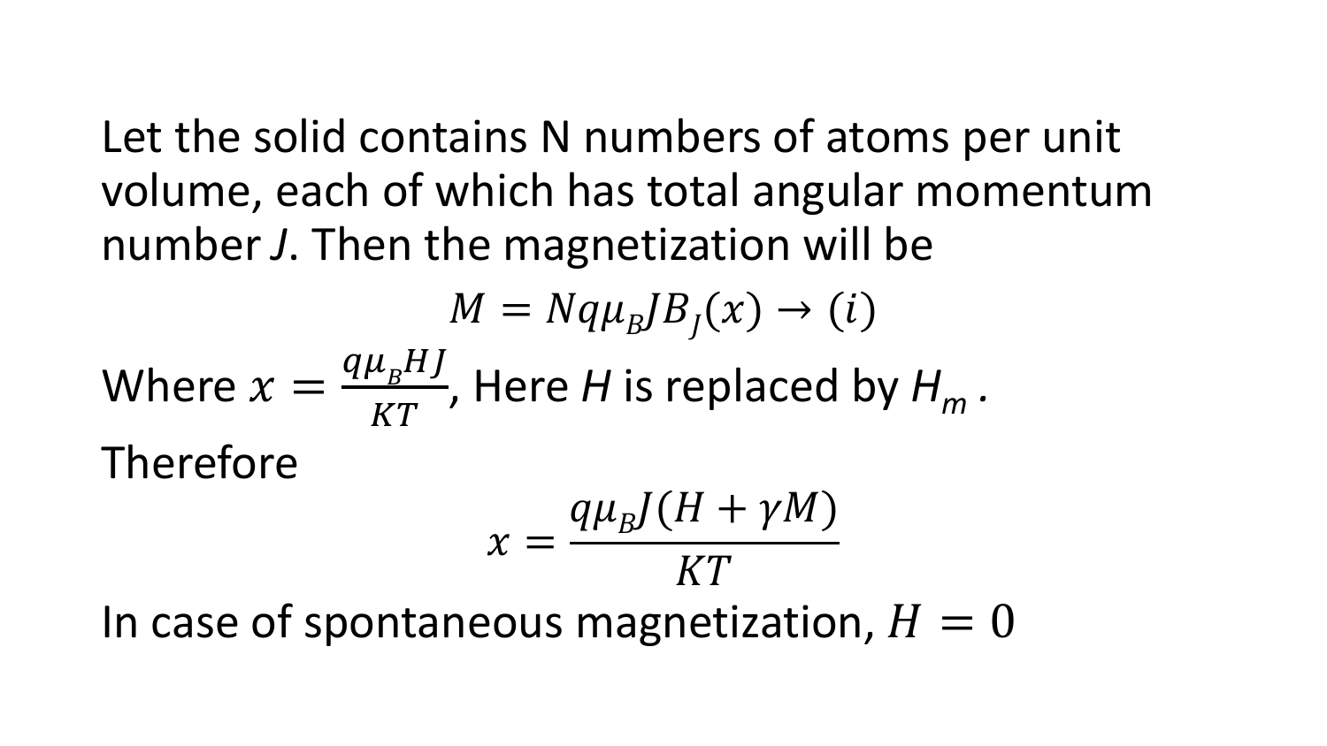Let the solid contains N numbers of atoms per unit volume, each of which has total angular momentum number $J$. Then the magnetization will be

$$M = Nq\mu_B J B_J(x) \rightarrow (i)$$

Where $x = \frac{q\mu_B HJ}{KT}$, Here $H$ is replaced by $H_m$ .

Therefore

$$x = \frac{q\mu_B J(H + \gamma M)}{KT}$$

In case of spontaneous magnetization, $H = 0$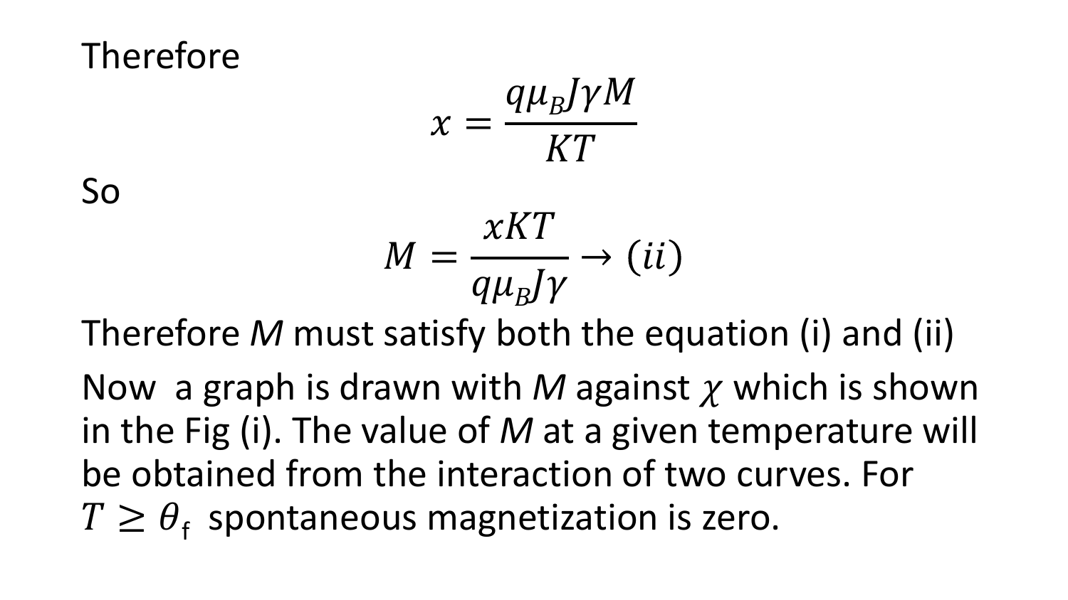Therefore

$$x = \frac{q\mu_B J\gamma M}{KT}$$

So

$$M = \frac{xKT}{q\mu_B J\gamma} \rightarrow (ii)$$

Therefore $M$ must satisfy both the equation (i) and (ii)

Now a graph is drawn with $M$ against $\chi$ which is shown in the Fig (i). The value of $M$ at a given temperature will be obtained from the interaction of two curves. For $T \geq \theta_f$ spontaneous magnetization is zero.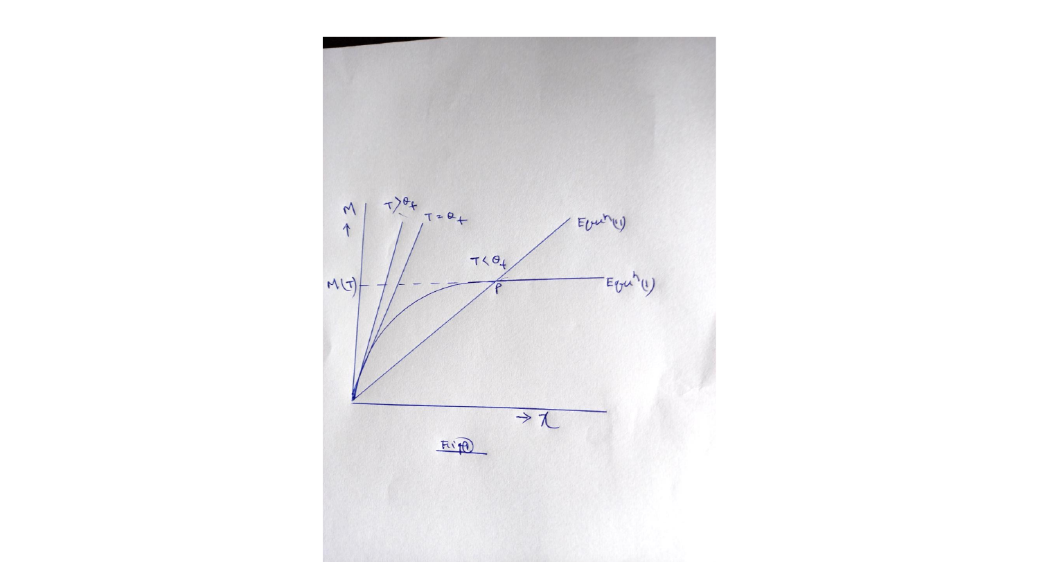Fig(1)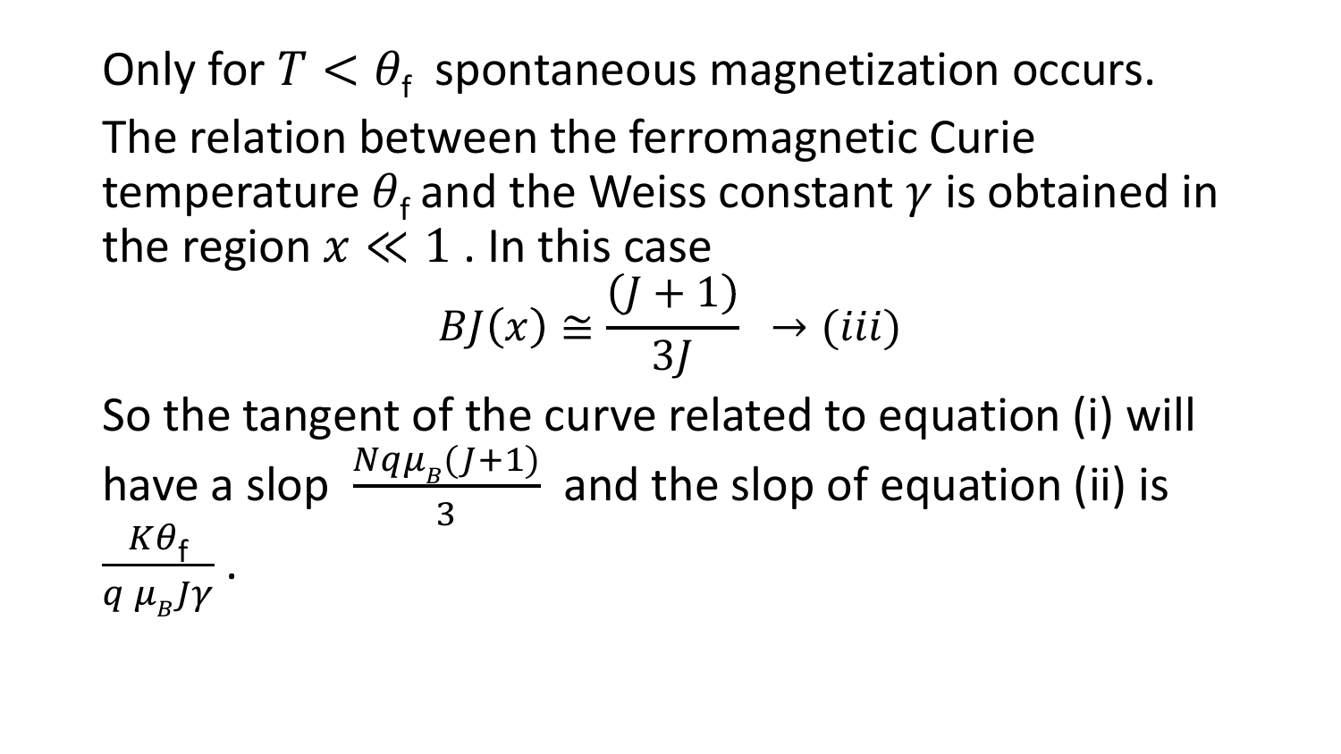Only for $T < \theta_f$ spontaneous magnetization occurs.

The relation between the ferromagnetic Curie temperature $\theta_f$ and the Weiss constant $\gamma$ is obtained in the region $x \ll 1$ . In this case

$$BJ(x) \cong \frac{(J+1)}{3J} \quad \rightarrow (iii)$$

So the tangent of the curve related to equation (i) will have a slop $\frac{Nq\mu_B(J+1)}{3}$ and the slop of equation (ii) is $\frac{K\theta_f}{q\,\mu_B J\gamma}$ .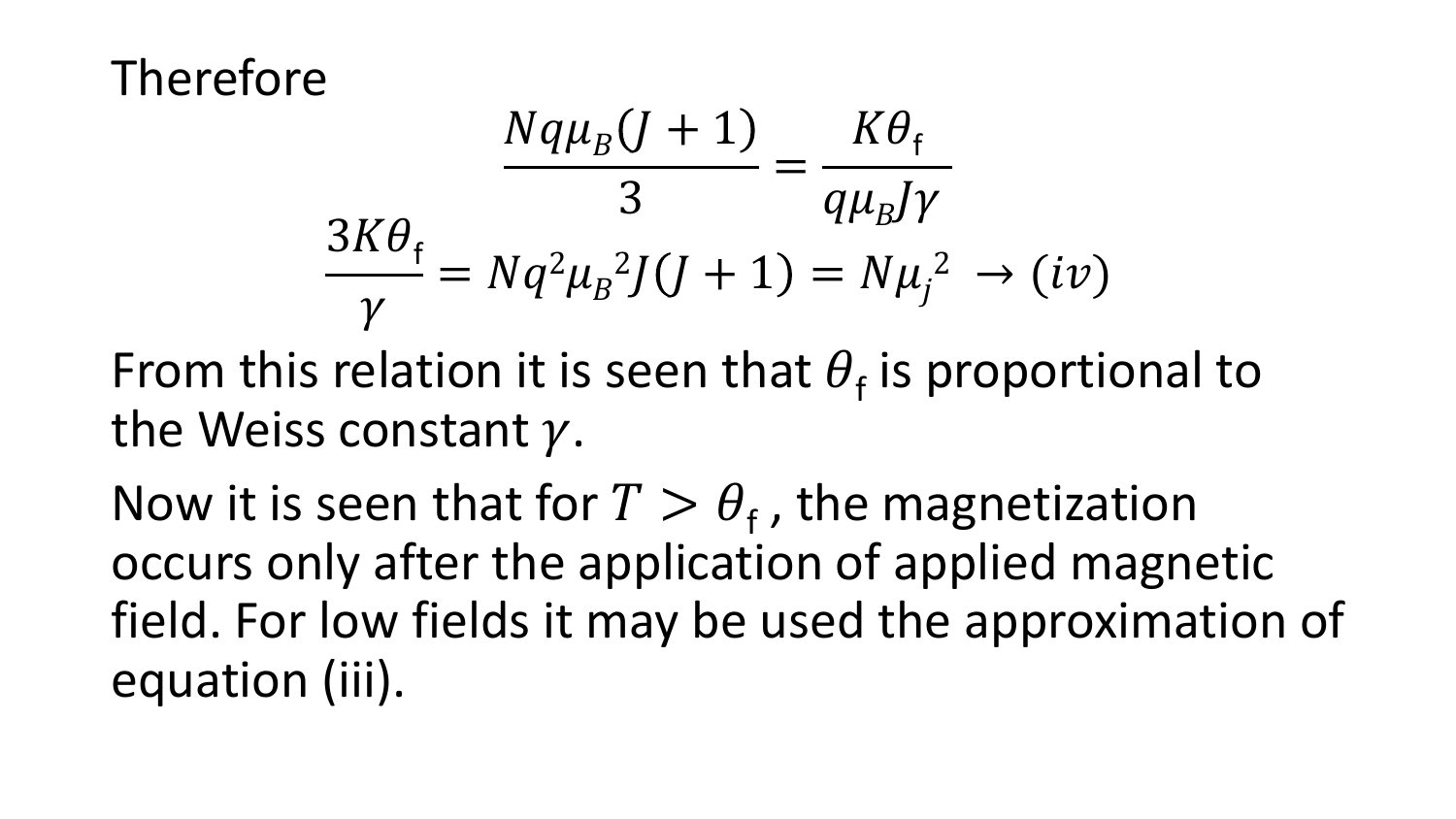Therefore

$$\frac{Nq\mu_B(J+1)}{3} = \frac{K\theta_\mathrm{f}}{q\mu_B J\gamma}$$

$$\frac{3K\theta_\mathrm{f}}{\gamma} = Nq^2{\mu_B}^2 J(J+1) = N{\mu_j}^2 \;\rightarrow (iv)$$

From this relation it is seen that $\theta_\mathrm{f}$ is proportional to the Weiss constant $\gamma$.

Now it is seen that for $T > \theta_\mathrm{f}$ , the magnetization occurs only after the application of applied magnetic field. For low fields it may be used the approximation of equation (iii).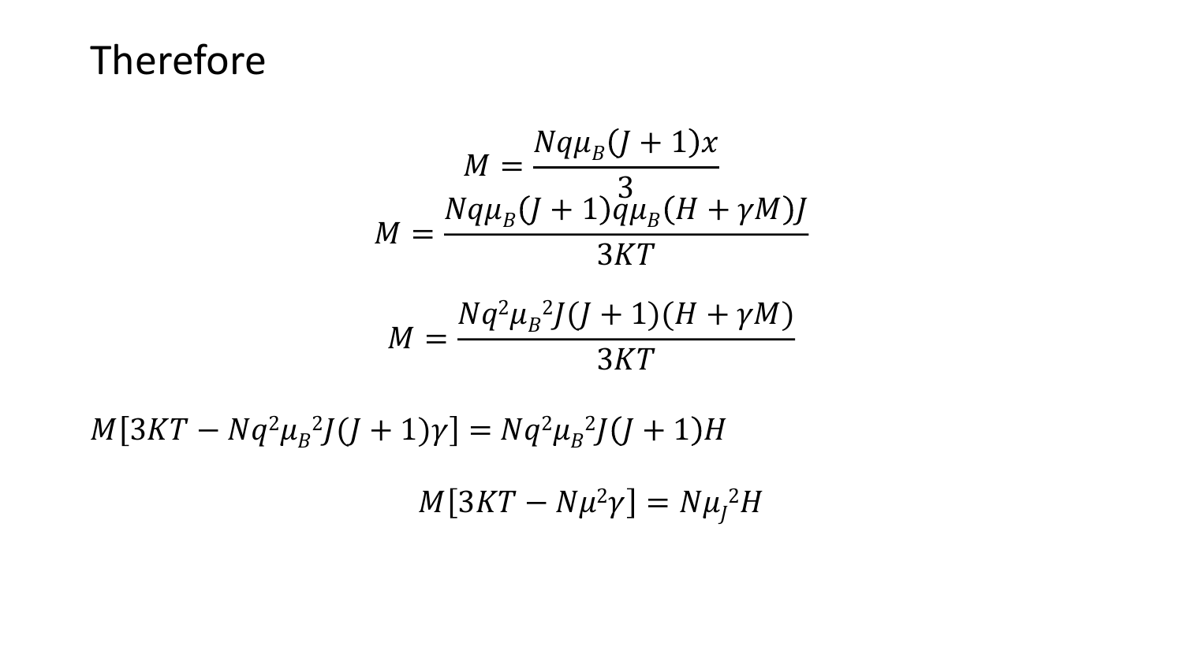# Therefore

$$M = \frac{Nq\mu_B(J+1)x}{3}$$

$$M = \frac{Nq\mu_B(J+1)q\mu_B(H+\gamma M)J}{3KT}$$

$$M = \frac{Nq^2{\mu_B}^2 J(J+1)(H+\gamma M)}{3KT}$$

$$M[3KT - Nq^2{\mu_B}^2 J(J+1)\gamma] = Nq^2{\mu_B}^2 J(J+1)H$$

$$M[3KT - N\mu^2\gamma] = N{\mu_J}^2 H$$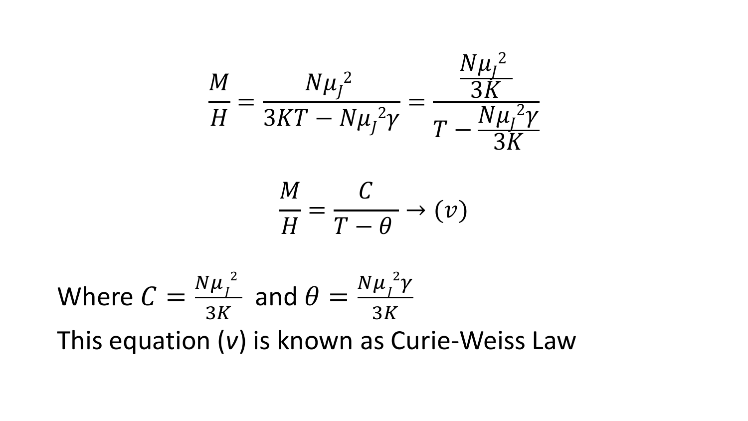$$\frac{M}{H} = \frac{N\mu_J^2}{3KT - N\mu_J^2\gamma} = \frac{\frac{N\mu_J^2}{3K}}{T - \frac{N\mu_J^2\gamma}{3K}}$$

$$\frac{M}{H} = \frac{C}{T - \theta} \rightarrow (v)$$

Where $C = \frac{N\mu_J^2}{3K}$ and $\theta = \frac{N\mu_J^2\gamma}{3K}$

This equation (*v*) is known as Curie-Weiss Law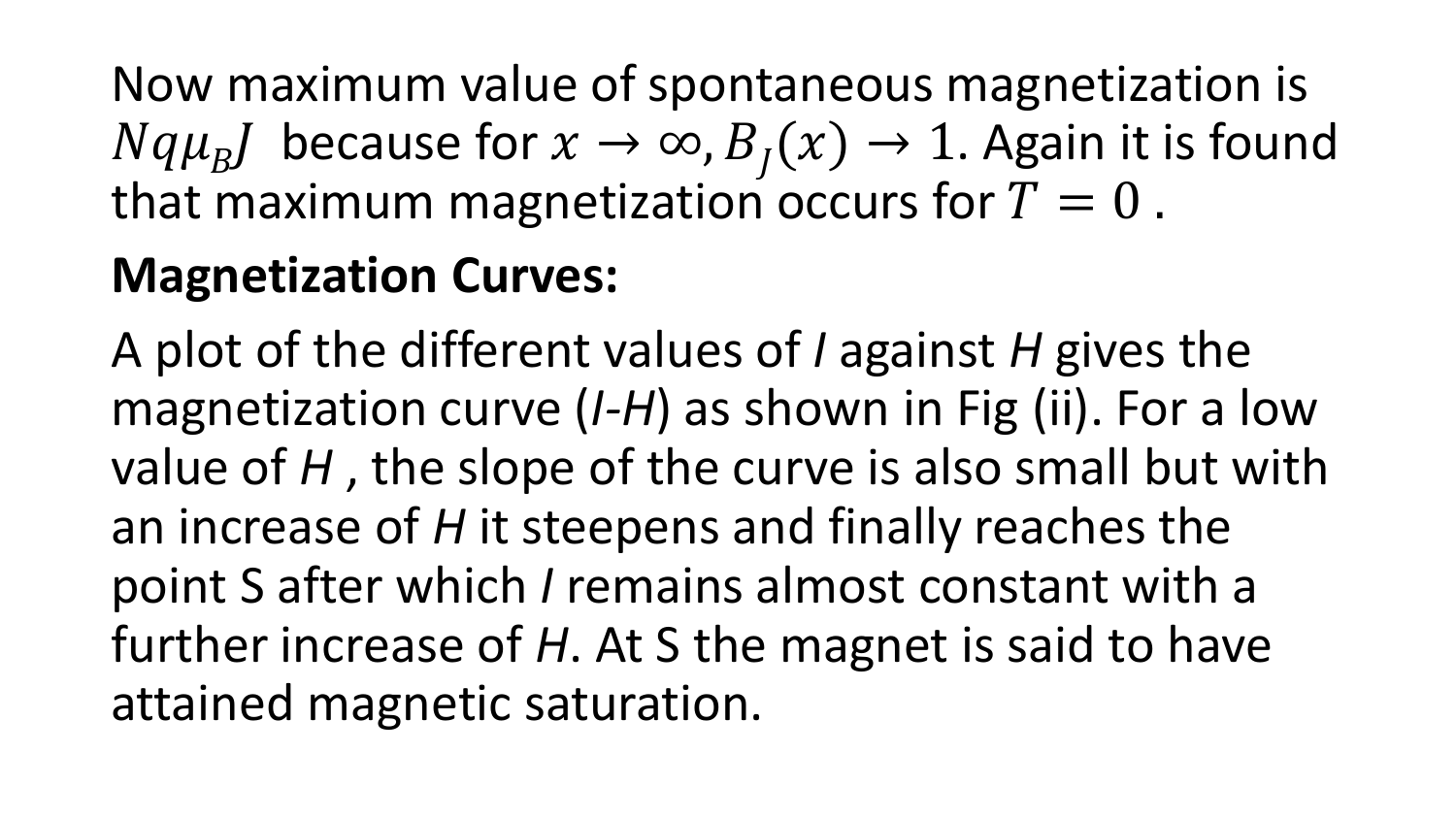Now maximum value of spontaneous magnetization is $Nq\mu_B J$ because for $x \rightarrow \infty, B_J(x) \rightarrow 1$. Again it is found that maximum magnetization occurs for $T = 0$ .

**Magnetization Curves:**

A plot of the different values of *I* against *H* gives the magnetization curve (*I*-*H*) as shown in Fig (ii). For a low value of *H* , the slope of the curve is also small but with an increase of *H* it steepens and finally reaches the point S after which *I* remains almost constant with a further increase of *H*. At S the magnet is said to have attained magnetic saturation.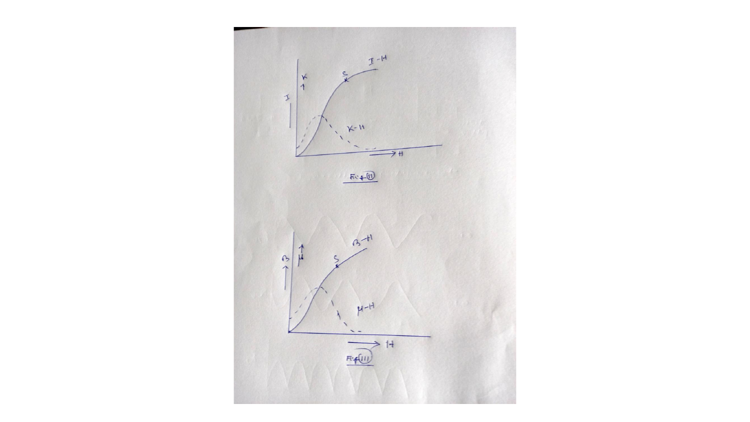I-H

K-H

K

I

S

H

Fig-(II)

B-H

μ-H

B

μ

S

H

Fig-(III)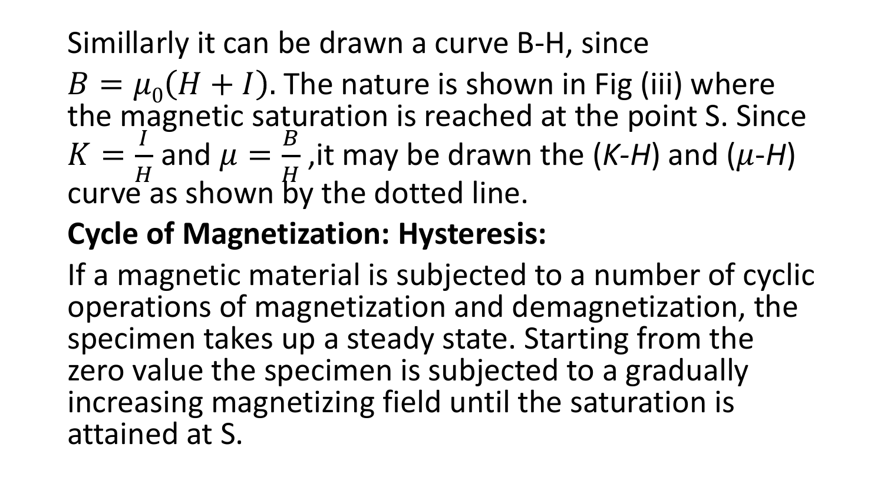Simillarly it can be drawn a curve B-H, since $B = \mu_0(H + I)$. The nature is shown in Fig (iii) where the magnetic saturation is reached at the point S. Since $K = \frac{I}{H}$ and $\mu = \frac{B}{H}$ ,it may be drawn the (*K*-*H*) and ($\mu$-*H*) curve as shown by the dotted line.

**Cycle of Magnetization: Hysteresis:**

If a magnetic material is subjected to a number of cyclic operations of magnetization and demagnetization, the specimen takes up a steady state. Starting from the zero value the specimen is subjected to a gradually increasing magnetizing field until the saturation is attained at S.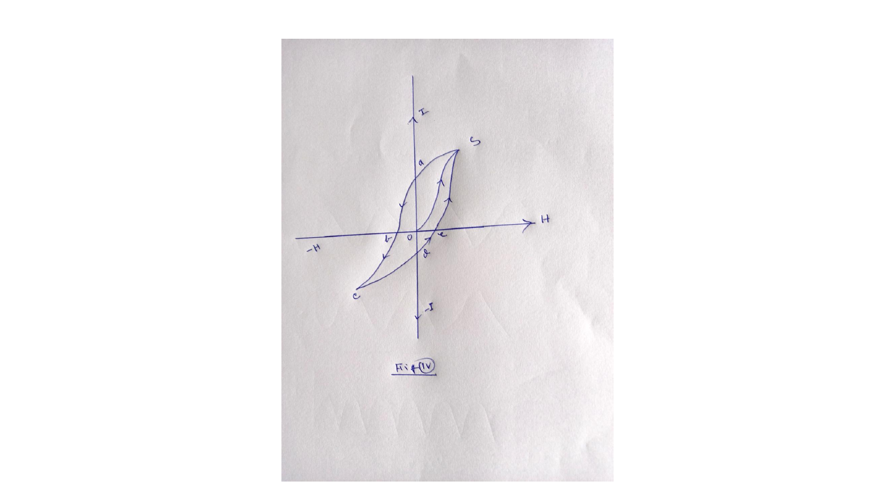Fig (IV)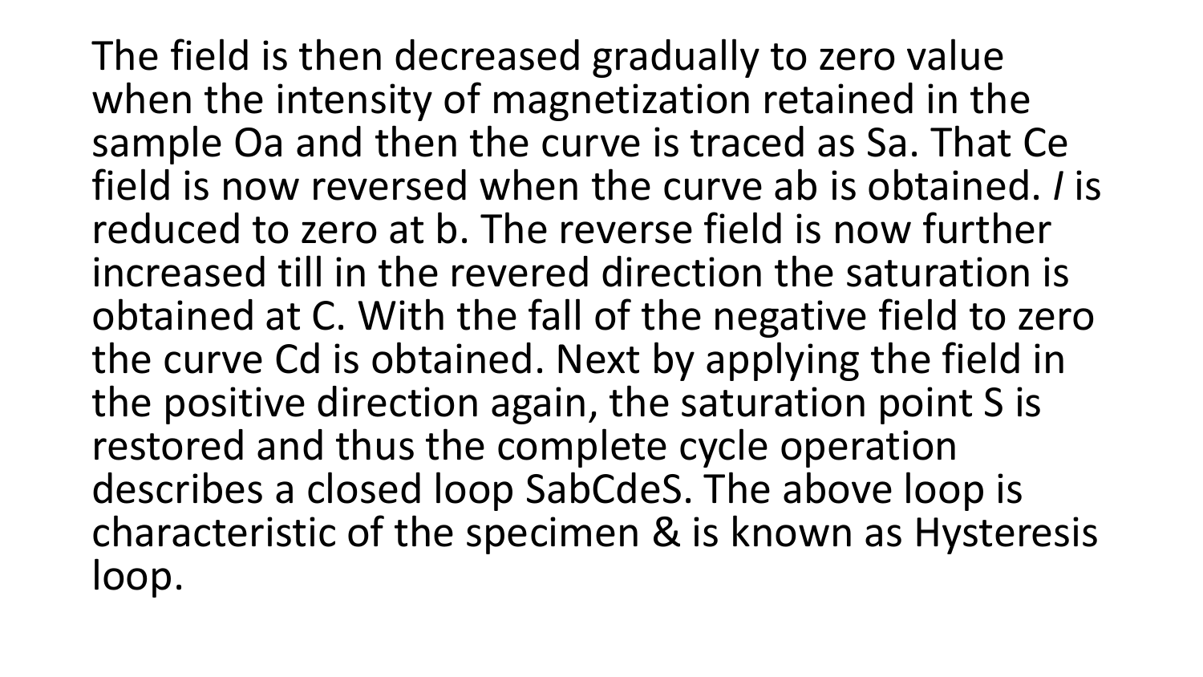The field is then decreased gradually to zero value when the intensity of magnetization retained in the sample Oa and then the curve is traced as Sa. That Ce field is now reversed when the curve ab is obtained. *I* is reduced to zero at b. The reverse field is now further increased till in the revered direction the saturation is obtained at C. With the fall of the negative field to zero the curve Cd is obtained. Next by applying the field in the positive direction again, the saturation point S is restored and thus the complete cycle operation describes a closed loop SabCdeS. The above loop is characteristic of the specimen & is known as Hysteresis loop.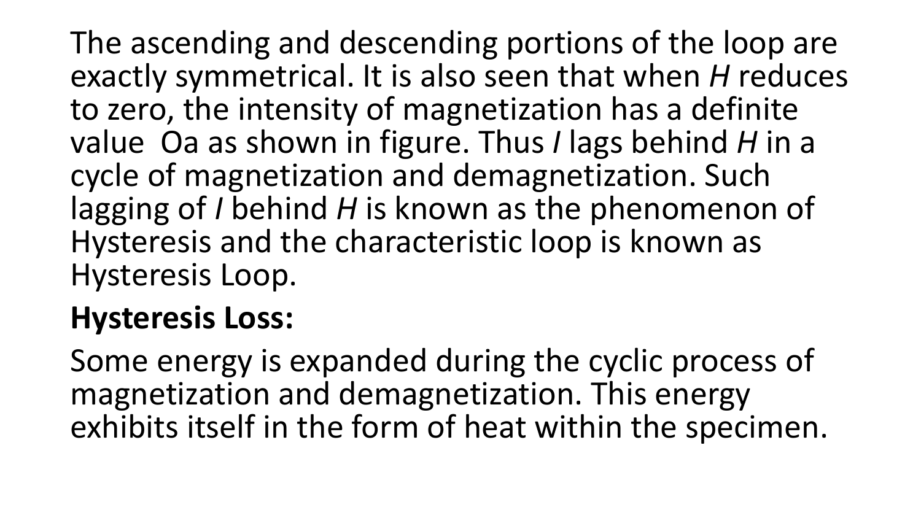The ascending and descending portions of the loop are exactly symmetrical. It is also seen that when $H$ reduces to zero, the intensity of magnetization has a definite value Oa as shown in figure. Thus $I$ lags behind $H$ in a cycle of magnetization and demagnetization. Such lagging of $I$ behind $H$ is known as the phenomenon of Hysteresis and the characteristic loop is known as Hysteresis Loop.

**Hysteresis Loss:**

Some energy is expanded during the cyclic process of magnetization and demagnetization. This energy exhibits itself in the form of heat within the specimen.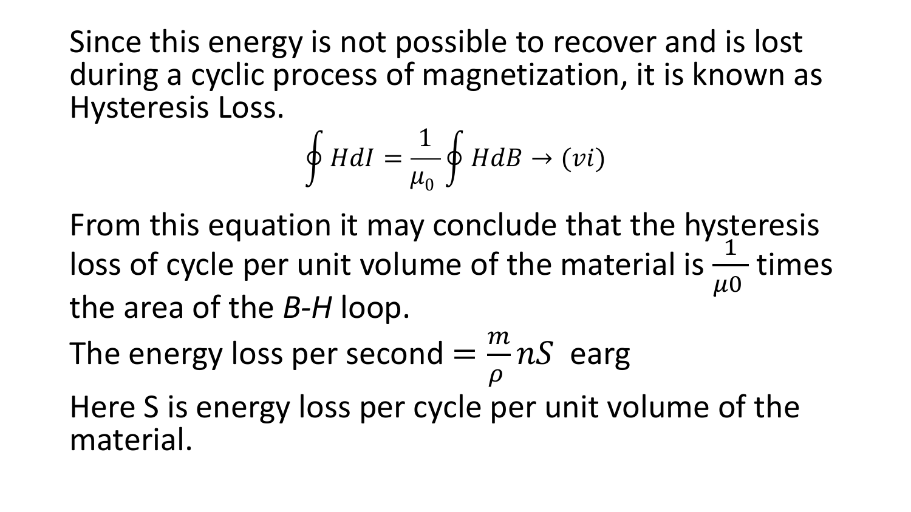Since this energy is not possible to recover and is lost during a cyclic process of magnetization, it is known as Hysteresis Loss.

$$\oint H dI = \frac{1}{\mu_0} \oint H dB \rightarrow (vi)$$

From this equation it may conclude that the hysteresis loss of cycle per unit volume of the material is $\frac{1}{\mu 0}$ times the area of the *B*-*H* loop.

The energy loss per second $= \frac{m}{\rho} nS$ earg

Here S is energy loss per cycle per unit volume of the material.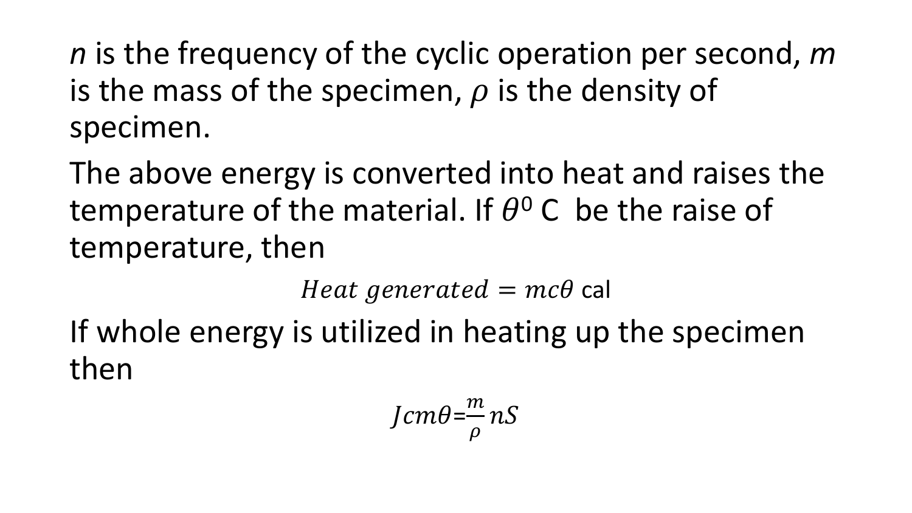*n* is the frequency of the cyclic operation per second, *m* is the mass of the specimen, $\rho$ is the density of specimen.

The above energy is converted into heat and raises the temperature of the material. If $\theta^0$ C be the raise of temperature, then

$$Heat\ generated = mc\theta \text{ cal}$$

If whole energy is utilized in heating up the specimen then

$$Jcm\theta = \frac{m}{\rho} nS$$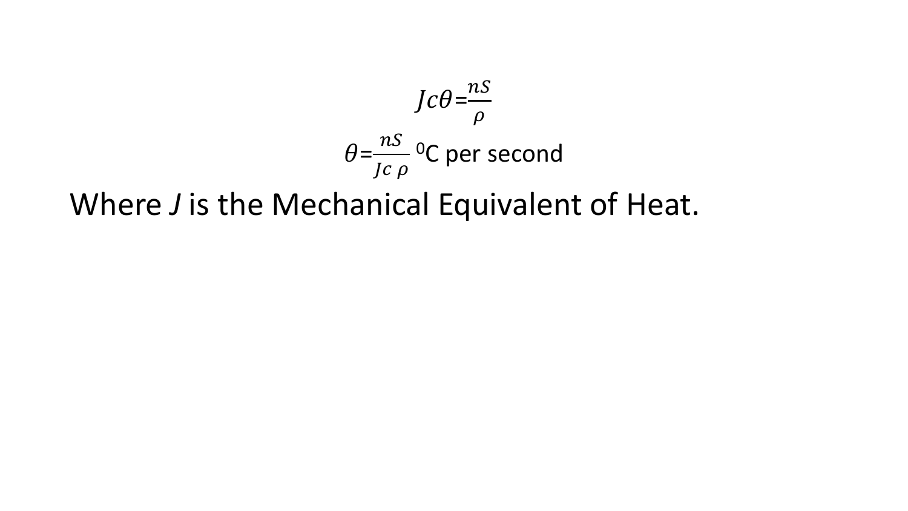$$J c \theta = \frac{nS}{\rho}$$

$$\theta = \frac{nS}{J c \, \rho} \ {}^{0}\text{C per second}$$

Where *J* is the Mechanical Equivalent of Heat.